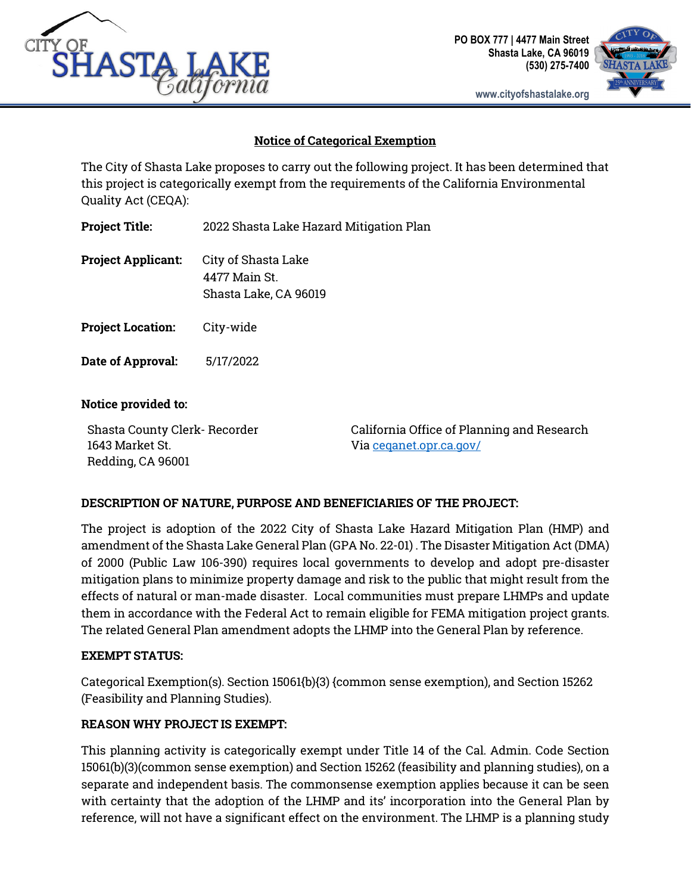CITY OF SHASTA LAKE California

PO BOX 777 | 4477 Main Street
Shasta Lake, CA 96019
(530) 275-7400

www.cityofshastalake.org

## Notice of Categorical Exemption

The City of Shasta Lake proposes to carry out the following project. It has been determined that this project is categorically exempt from the requirements of the California Environmental Quality Act (CEQA):

**Project Title:** 2022 Shasta Lake Hazard Mitigation Plan

**Project Applicant:** City of Shasta Lake
4477 Main St.
Shasta Lake, CA 96019

**Project Location:** City-wide

**Date of Approval:** 5/17/2022

**Notice provided to:**

Shasta County Clerk- Recorder
1643 Market St.
Redding, CA 96001

California Office of Planning and Research
Via ceqanet.opr.ca.gov/

**DESCRIPTION OF NATURE, PURPOSE AND BENEFICIARIES OF THE PROJECT:**

The project is adoption of the 2022 City of Shasta Lake Hazard Mitigation Plan (HMP) and amendment of the Shasta Lake General Plan (GPA No. 22-01) . The Disaster Mitigation Act (DMA) of 2000 (Public Law 106-390) requires local governments to develop and adopt pre-disaster mitigation plans to minimize property damage and risk to the public that might result from the effects of natural or man-made disaster. Local communities must prepare LHMPs and update them in accordance with the Federal Act to remain eligible for FEMA mitigation project grants. The related General Plan amendment adopts the LHMP into the General Plan by reference.

**EXEMPT STATUS:**

Categorical Exemption(s). Section 15061{b}{3} {common sense exemption), and Section 15262 (Feasibility and Planning Studies).

**REASON WHY PROJECT IS EXEMPT:**

This planning activity is categorically exempt under Title 14 of the Cal. Admin. Code Section 15061(b)(3)(common sense exemption) and Section 15262 (feasibility and planning studies), on a separate and independent basis. The commonsense exemption applies because it can be seen with certainty that the adoption of the LHMP and its' incorporation into the General Plan by reference, will not have a significant effect on the environment. The LHMP is a planning study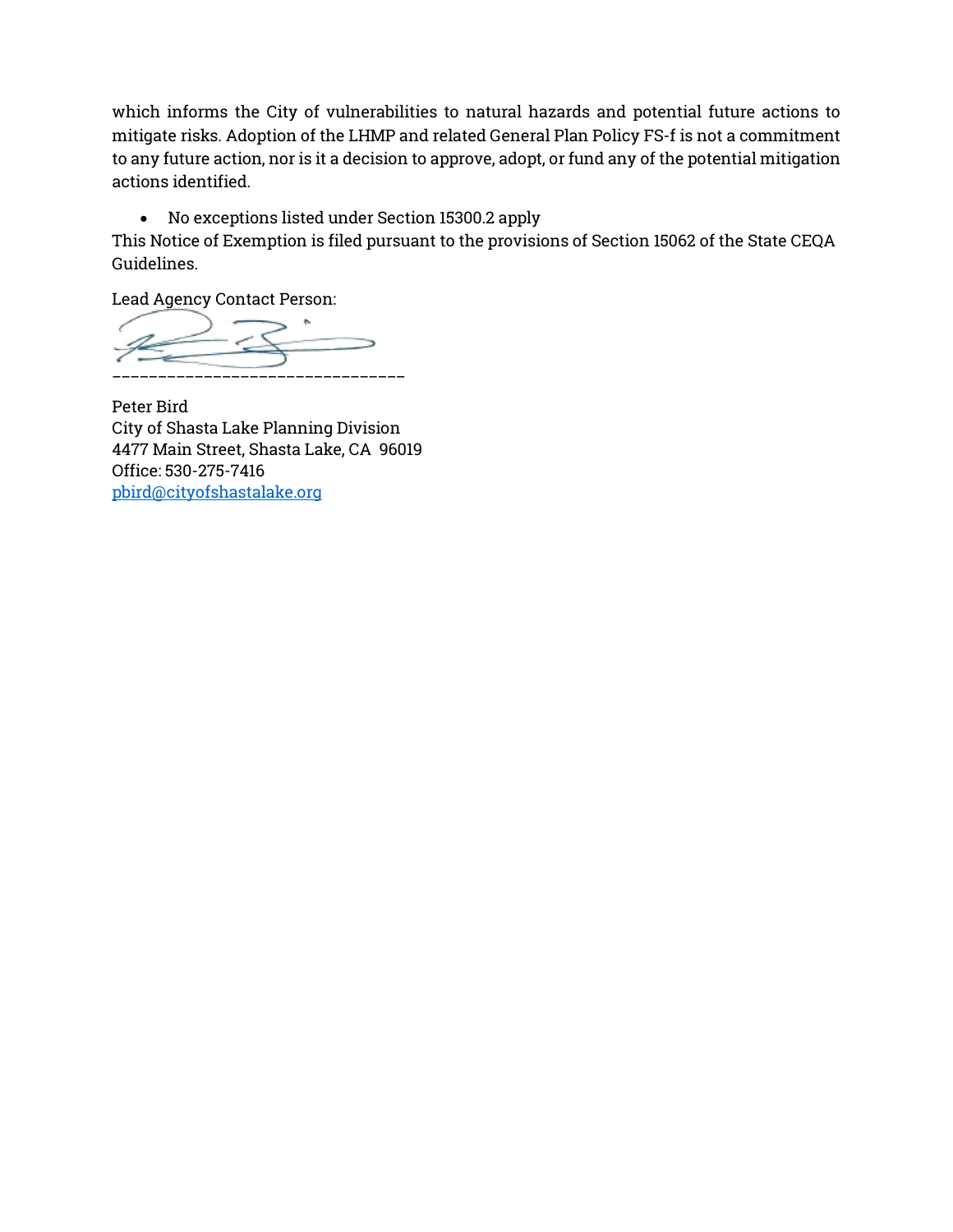which informs the City of vulnerabilities to natural hazards and potential future actions to mitigate risks. Adoption of the LHMP and related General Plan Policy FS-f is not a commitment to any future action, nor is it a decision to approve, adopt, or fund any of the potential mitigation actions identified.

- No exceptions listed under Section 15300.2 apply

This Notice of Exemption is filed pursuant to the provisions of Section 15062 of the State CEQA Guidelines.

Lead Agency Contact Person:

________________________________

Peter Bird
City of Shasta Lake Planning Division
4477 Main Street, Shasta Lake, CA 96019
Office: 530-275-7416
pbird@cityofshastalake.org